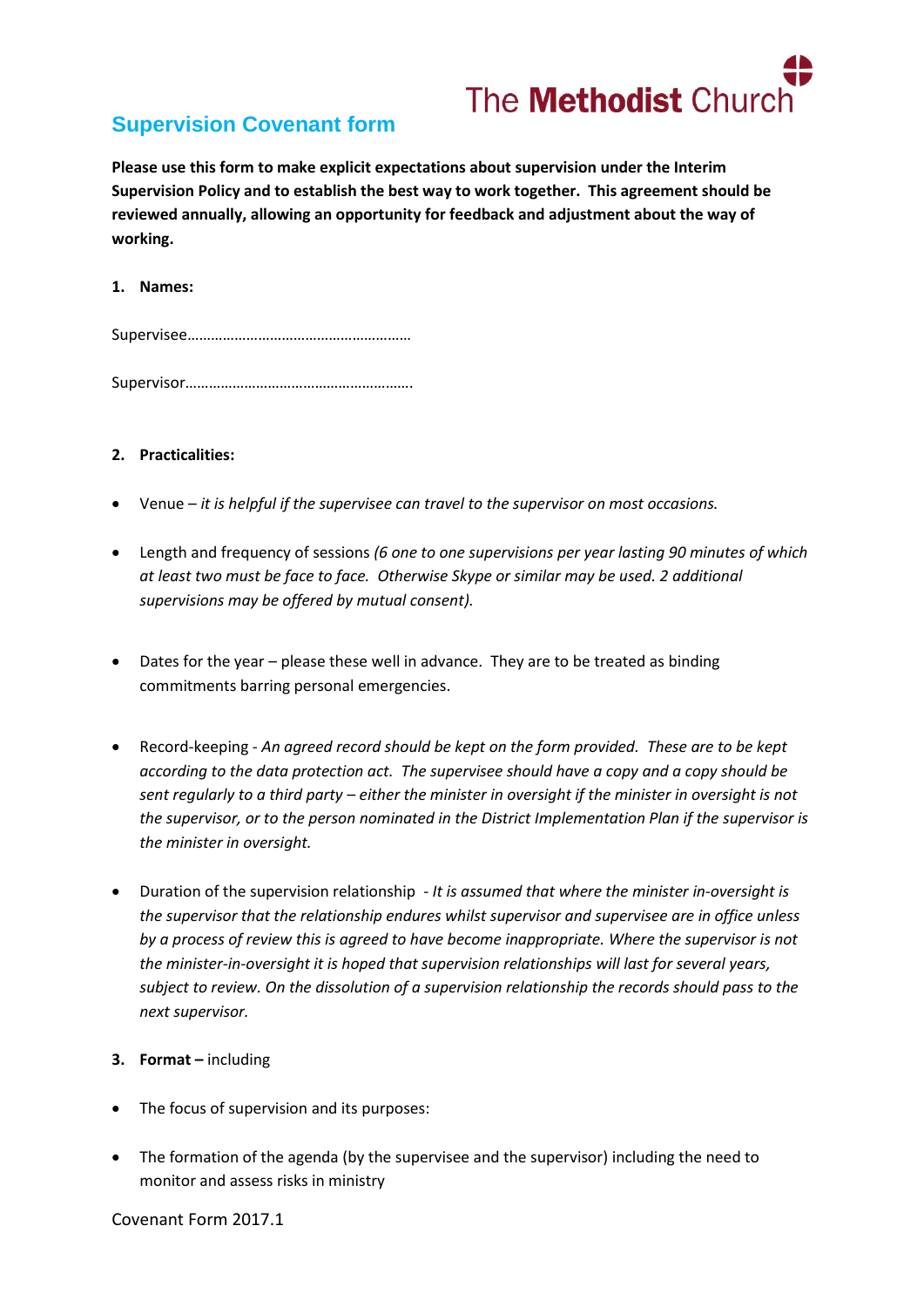The Methodist Church

# Supervision Covenant form

**Please use this form to make explicit expectations about supervision under the Interim Supervision Policy and to establish the best way to work together. This agreement should be reviewed annually, allowing an opportunity for feedback and adjustment about the way of working.**

1. **Names:**

Supervisee………………………………………………

Supervisor……………………………………………….

2. **Practicalities:**

- Venue – *it is helpful if the supervisee can travel to the supervisor on most occasions.*

- Length and frequency of sessions *(6 one to one supervisions per year lasting 90 minutes of which at least two must be face to face. Otherwise Skype or similar may be used. 2 additional supervisions may be offered by mutual consent).*

- Dates for the year – please these well in advance. They are to be treated as binding commitments barring personal emergencies.

- Record-keeping - *An agreed record should be kept on the form provided. These are to be kept according to the data protection act. The supervisee should have a copy and a copy should be sent regularly to a third party – either the minister in oversight if the minister in oversight is not the supervisor, or to the person nominated in the District Implementation Plan if the supervisor is the minister in oversight.*

- Duration of the supervision relationship - *It is assumed that where the minister in-oversight is the supervisor that the relationship endures whilst supervisor and supervisee are in office unless by a process of review this is agreed to have become inappropriate. Where the supervisor is not the minister-in-oversight it is hoped that supervision relationships will last for several years, subject to review. On the dissolution of a supervision relationship the records should pass to the next supervisor.*

3. **Format –** including

- The focus of supervision and its purposes:

- The formation of the agenda (by the supervisee and the supervisor) including the need to monitor and assess risks in ministry

Covenant Form 2017.1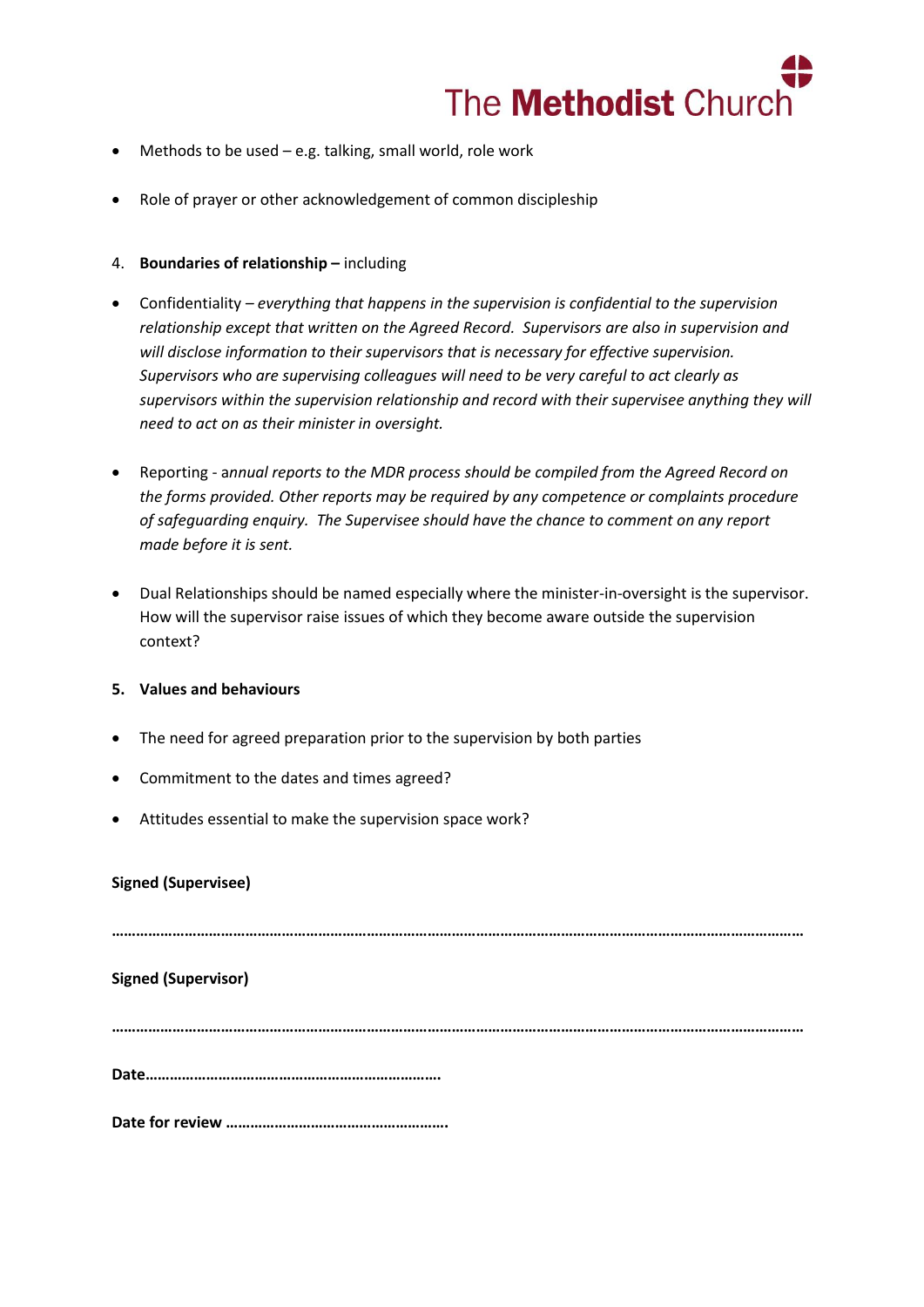- Methods to be used – e.g. talking, small world, role work
- Role of prayer or other acknowledgement of common discipleship

4. **Boundaries of relationship –** including

- Confidentiality – *everything that happens in the supervision is confidential to the supervision relationship except that written on the Agreed Record. Supervisors are also in supervision and will disclose information to their supervisors that is necessary for effective supervision. Supervisors who are supervising colleagues will need to be very careful to act clearly as supervisors within the supervision relationship and record with their supervisee anything they will need to act on as their minister in oversight.*
- Reporting - a*nnual reports to the MDR process should be compiled from the Agreed Record on the forms provided. Other reports may be required by any competence or complaints procedure of safeguarding enquiry. The Supervisee should have the chance to comment on any report made before it is sent.*
- Dual Relationships should be named especially where the minister-in-oversight is the supervisor. How will the supervisor raise issues of which they become aware outside the supervision context?

5. **Values and behaviours**

- The need for agreed preparation prior to the supervision by both parties
- Commitment to the dates and times agreed?
- Attitudes essential to make the supervision space work?

**Signed (Supervisee)**

**………………………………………………………………………………………………………………………………………………**

**Signed (Supervisor)**

**………………………………………………………………………………………………………………………………………………**

**Date……………………………………………………………….**

**Date for review ……………………………………………….**